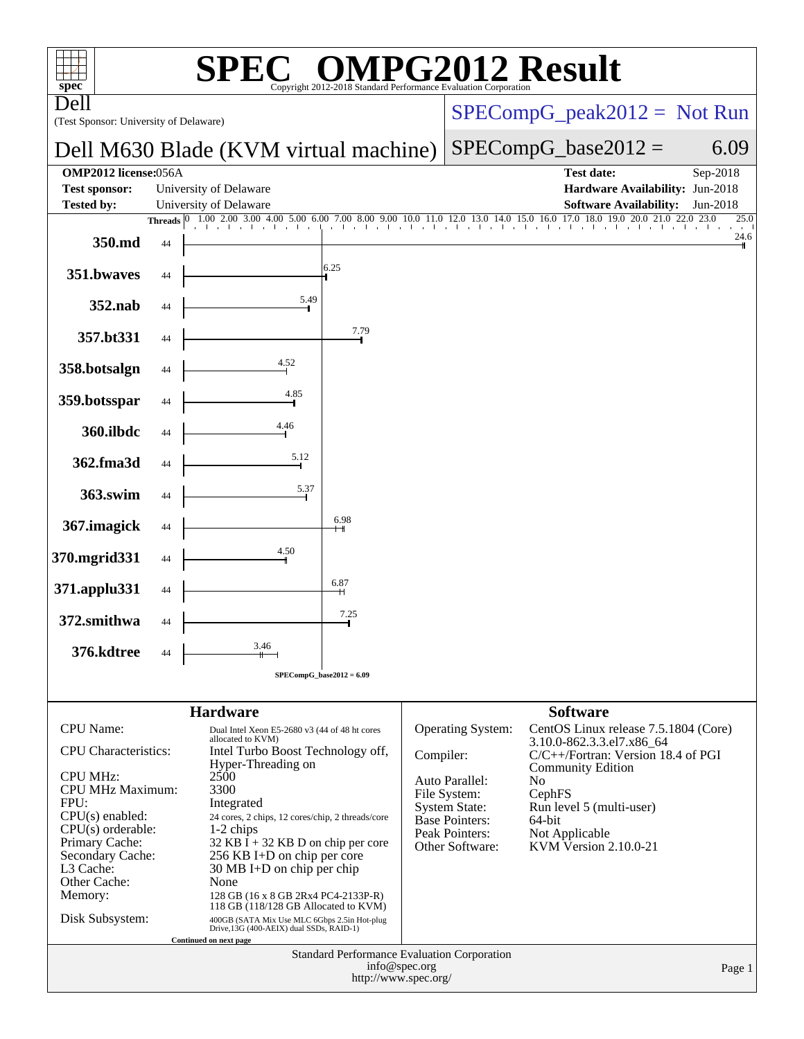# SPEC® OMPG2012 Result

Copyright 2012-2018 Standard Performance Evaluation Corporation

**Dell**

(Test Sponsor: University of Delaware)

**Dell M630 Blade (KVM virtual machine)**

SPECompG_peak2012 = Not Run

SPECompG_base2012 = 6.09

| | | | |
|---|---|---|---|
| **OMP2012 license:** | 056A | **Test date:** | Sep-2018 |
| **Test sponsor:** | University of Delaware | **Hardware Availability:** | Jun-2018 |
| **Tested by:** | University of Delaware | **Software Availability:** | Jun-2018 |

| Benchmark | Threads | Base Ratio |
|---|---|---|
| 350.md | 44 | 24.6 |
| 351.bwaves | 44 | 6.25 |
| 352.nab | 44 | 5.49 |
| 357.bt331 | 44 | 7.79 |
| 358.botsalgn | 44 | 4.52 |
| 359.botsspar | 44 | 4.85 |
| 360.ilbdc | 44 | 4.46 |
| 362.fma3d | 44 | 5.12 |
| 363.swim | 44 | 5.37 |
| 367.imagick | 44 | 6.98 |
| 370.mgrid331 | 44 | 4.50 |
| 371.applu331 | 44 | 6.87 |
| 372.smithwa | 44 | 7.25 |
| 376.kdtree | 44 | 3.46 |

SPECompG_base2012 = 6.09

## Hardware

| | |
|---|---|
| CPU Name: | Dual Intel Xeon E5-2680 v3 (44 of 48 ht cores allocated to KVM) |
| CPU Characteristics: | Intel Turbo Boost Technology off, Hyper-Threading on |
| CPU MHz: | 2500 |
| CPU MHz Maximum: | 3300 |
| FPU: | Integrated |
| CPU(s) enabled: | 24 cores, 2 chips, 12 cores/chip, 2 threads/core |
| CPU(s) orderable: | 1-2 chips |
| Primary Cache: | 32 KB I + 32 KB D on chip per core |
| Secondary Cache: | 256 KB I+D on chip per core |
| L3 Cache: | 30 MB I+D on chip per chip |
| Other Cache: | None |
| Memory: | 128 GB (16 x 8 GB 2Rx4 PC4-2133P-R) 118 GB (118/128 GB Allocated to KVM) |
| Disk Subsystem: | 400GB (SATA Mix Use MLC 6Gbps 2.5in Hot-plug Drive,13G (400-AEIX) dual SSDs, RAID-1) |

Continued on next page

## Software

| | |
|---|---|
| Operating System: | CentOS Linux release 7.5.1804 (Core) 3.10.0-862.3.3.el7.x86_64 |
| Compiler: | C/C++/Fortran: Version 18.4 of PGI Community Edition |
| Auto Parallel: | No |
| File System: | CephFS |
| System State: | Run level 5 (multi-user) |
| Base Pointers: | 64-bit |
| Peak Pointers: | Not Applicable |
| Other Software: | KVM Version 2.10.0-21 |

Standard Performance Evaluation Corporation
info@spec.org
http://www.spec.org/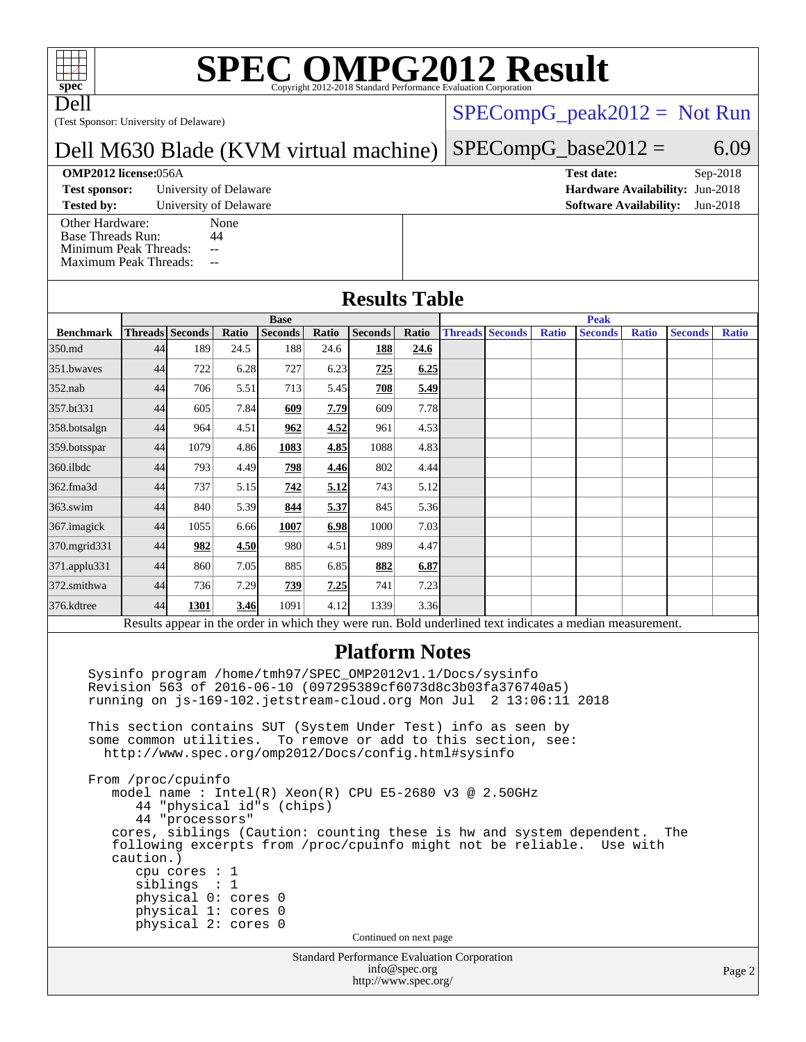# SPEC OMPG2012 Result

Copyright 2012-2018 Standard Performance Evaluation Corporation

Dell

(Test Sponsor: University of Delaware)

## Dell M630 Blade (KVM virtual machine)

SPECompG_peak2012 = Not Run

SPECompG_base2012 = 6.09

**OMP2012 license:** 056A | **Test date:** Sep-2018
**Test sponsor:** University of Delaware | **Hardware Availability:** Jun-2018
**Tested by:** University of Delaware | **Software Availability:** Jun-2018

Other Hardware: None
Base Threads Run: 44
Minimum Peak Threads: --
Maximum Peak Threads: --

## Results Table

| | Base | | | | | | | Peak | | | | | | |
|---|---|---|---|---|---|---|---|---|---|---|---|---|---|---|
| **Benchmark** | **Threads** | **Seconds** | **Ratio** | **Seconds** | **Ratio** | **Seconds** | **Ratio** | **Threads** | **Seconds** | **Ratio** | **Seconds** | **Ratio** | **Seconds** | **Ratio** |
| 350.md | 44 | 189 | 24.5 | 188 | 24.6 | **188** | **24.6** | | | | | | | |
| 351.bwaves | 44 | 722 | 6.28 | 727 | 6.23 | **725** | **6.25** | | | | | | | |
| 352.nab | 44 | 706 | 5.51 | 713 | 5.45 | **708** | **5.49** | | | | | | | |
| 357.bt331 | 44 | 605 | 7.84 | **609** | **7.79** | 609 | 7.78 | | | | | | | |
| 358.botsalgn | 44 | 964 | 4.51 | **962** | **4.52** | 961 | 4.53 | | | | | | | |
| 359.botsspar | 44 | 1079 | 4.86 | **1083** | **4.85** | 1088 | 4.83 | | | | | | | |
| 360.ilbdc | 44 | 793 | 4.49 | **798** | **4.46** | 802 | 4.44 | | | | | | | |
| 362.fma3d | 44 | 737 | 5.15 | **742** | **5.12** | 743 | 5.12 | | | | | | | |
| 363.swim | 44 | 840 | 5.39 | **844** | **5.37** | 845 | 5.36 | | | | | | | |
| 367.imagick | 44 | 1055 | 6.66 | **1007** | **6.98** | 1000 | 7.03 | | | | | | | |
| 370.mgrid331 | 44 | **982** | **4.50** | 980 | 4.51 | 989 | 4.47 | | | | | | | |
| 371.applu331 | 44 | 860 | 7.05 | 885 | 6.85 | **882** | **6.87** | | | | | | | |
| 372.smithwa | 44 | 736 | 7.29 | **739** | **7.25** | 741 | 7.23 | | | | | | | |
| 376.kdtree | 44 | **1301** | **3.46** | 1091 | 4.12 | 1339 | 3.36 | | | | | | | |

Results appear in the order in which they were run. Bold underlined text indicates a median measurement.

## Platform Notes

```
Sysinfo program /home/tmh97/SPEC_OMP2012v1.1/Docs/sysinfo
Revision 563 of 2016-06-10 (097295389cf6073d8c3b03fa376740a5)
running on js-169-102.jetstream-cloud.org Mon Jul  2 13:06:11 2018

This section contains SUT (System Under Test) info as seen by
some common utilities.  To remove or add to this section, see:
  http://www.spec.org/omp2012/Docs/config.html#sysinfo

From /proc/cpuinfo
   model name : Intel(R) Xeon(R) CPU E5-2680 v3 @ 2.50GHz
      44 "physical id"s (chips)
      44 "processors"
   cores, siblings (Caution: counting these is hw and system dependent.  The
   following excerpts from /proc/cpuinfo might not be reliable.  Use with
   caution.)
      cpu cores : 1
      siblings  : 1
      physical 0: cores 0
      physical 1: cores 0
      physical 2: cores 0
```

Continued on next page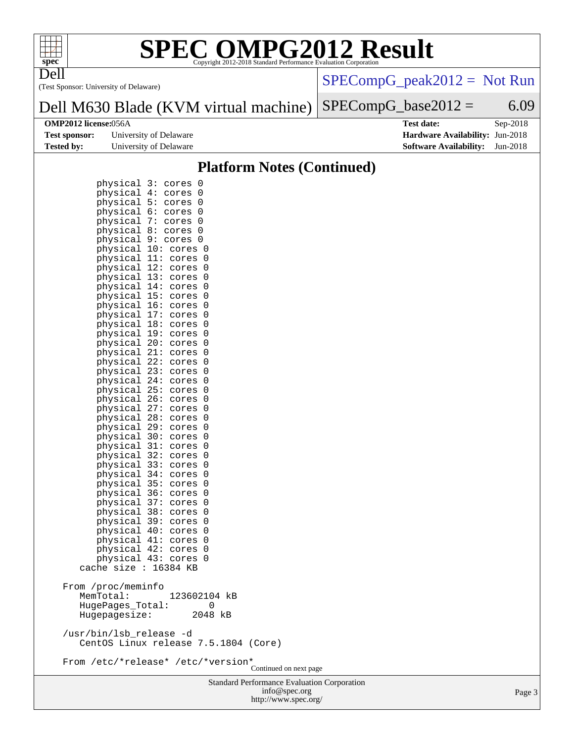## Platform Notes (Continued)

```
        physical 3: cores 0
        physical 4: cores 0
        physical 5: cores 0
        physical 6: cores 0
        physical 7: cores 0
        physical 8: cores 0
        physical 9: cores 0
        physical 10: cores 0
        physical 11: cores 0
        physical 12: cores 0
        physical 13: cores 0
        physical 14: cores 0
        physical 15: cores 0
        physical 16: cores 0
        physical 17: cores 0
        physical 18: cores 0
        physical 19: cores 0
        physical 20: cores 0
        physical 21: cores 0
        physical 22: cores 0
        physical 23: cores 0
        physical 24: cores 0
        physical 25: cores 0
        physical 26: cores 0
        physical 27: cores 0
        physical 28: cores 0
        physical 29: cores 0
        physical 30: cores 0
        physical 31: cores 0
        physical 32: cores 0
        physical 33: cores 0
        physical 34: cores 0
        physical 35: cores 0
        physical 36: cores 0
        physical 37: cores 0
        physical 38: cores 0
        physical 39: cores 0
        physical 40: cores 0
        physical 41: cores 0
        physical 42: cores 0
        physical 43: cores 0
     cache size : 16384 KB

  From /proc/meminfo
     MemTotal:       123602104 kB
     HugePages_Total:       0
     Hugepagesize:       2048 kB

  /usr/bin/lsb_release -d
     CentOS Linux release 7.5.1804 (Core)

  From /etc/*release* /etc/*version*
```

Continued on next page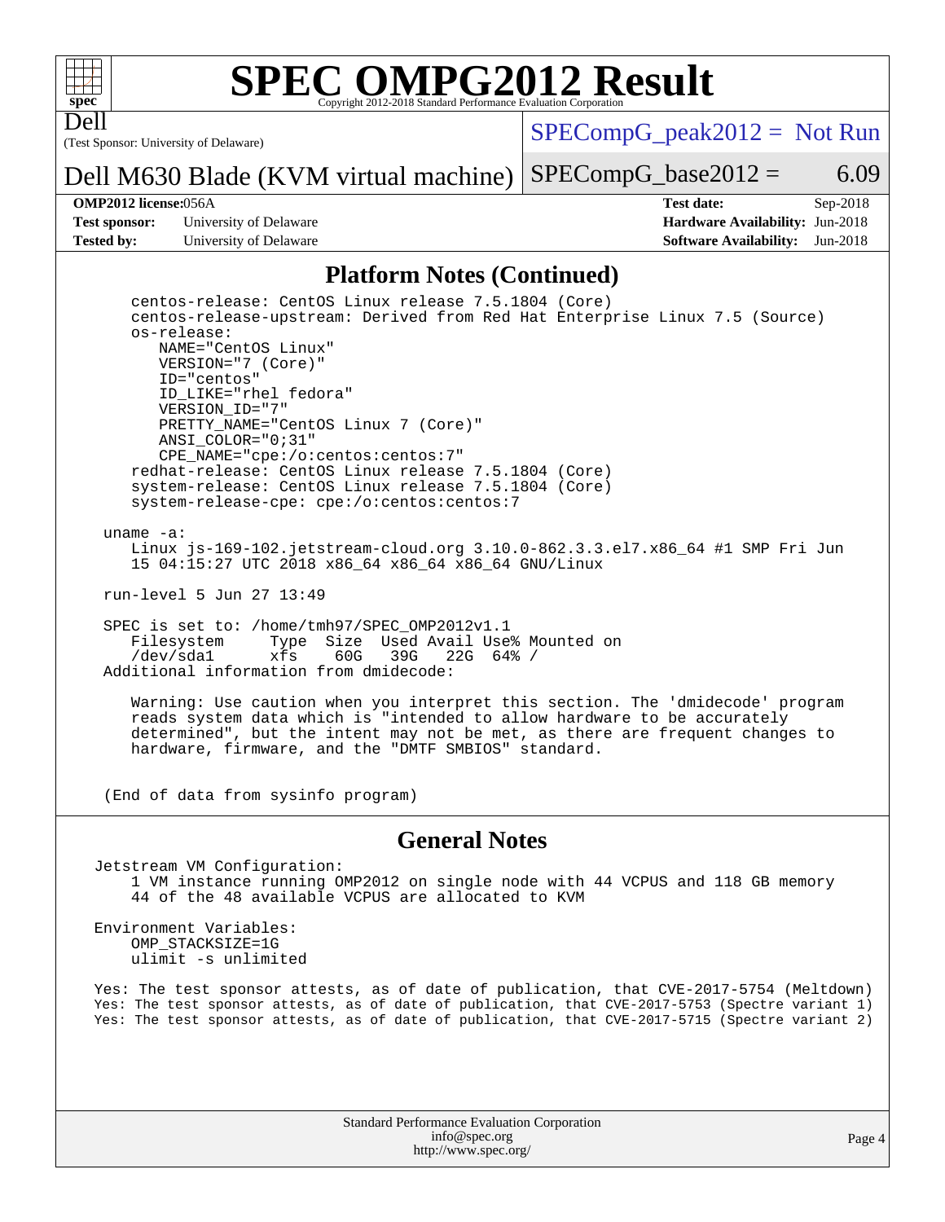## Platform Notes (Continued)

```
    centos-release: CentOS Linux release 7.5.1804 (Core)
    centos-release-upstream: Derived from Red Hat Enterprise Linux 7.5 (Source)
    os-release:
       NAME="CentOS Linux"
       VERSION="7 (Core)"
       ID="centos"
       ID_LIKE="rhel fedora"
       VERSION_ID="7"
       PRETTY_NAME="CentOS Linux 7 (Core)"
       ANSI_COLOR="0;31"
       CPE_NAME="cpe:/o:centos:centos:7"
    redhat-release: CentOS Linux release 7.5.1804 (Core)
    system-release: CentOS Linux release 7.5.1804 (Core)
    system-release-cpe: cpe:/o:centos:centos:7

 uname -a:
    Linux js-169-102.jetstream-cloud.org 3.10.0-862.3.3.el7.x86_64 #1 SMP Fri Jun
    15 04:15:27 UTC 2018 x86_64 x86_64 x86_64 GNU/Linux

 run-level 5 Jun 27 13:49

 SPEC is set to: /home/tmh97/SPEC_OMP2012v1.1
    Filesystem     Type  Size  Used Avail Use% Mounted on
    /dev/sda1      xfs    60G   39G   22G  64% /
 Additional information from dmidecode:

    Warning: Use caution when you interpret this section. The 'dmidecode' program
    reads system data which is "intended to allow hardware to be accurately
    determined", but the intent may not be met, as there are frequent changes to
    hardware, firmware, and the "DMTF SMBIOS" standard.


 (End of data from sysinfo program)
```

## General Notes

```
Jetstream VM Configuration:
    1 VM instance running OMP2012 on single node with 44 VCPUS and 118 GB memory
    44 of the 48 available VCPUS are allocated to KVM

Environment Variables:
    OMP_STACKSIZE=1G
    ulimit -s unlimited

Yes: The test sponsor attests, as of date of publication, that CVE-2017-5754 (Meltdown)
Yes: The test sponsor attests, as of date of publication, that CVE-2017-5753 (Spectre variant 1)
Yes: The test sponsor attests, as of date of publication, that CVE-2017-5715 (Spectre variant 2)
```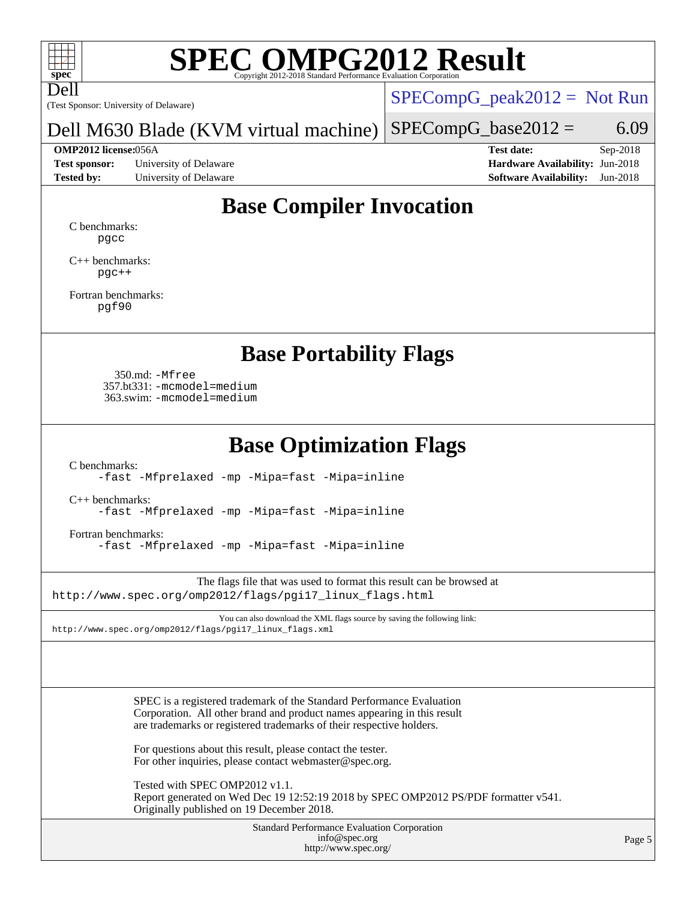# Base Compiler Invocation

C benchmarks:
pgcc

C++ benchmarks:
pgc++

Fortran benchmarks:
pgf90

# Base Portability Flags

350.md: -Mfree
357.bt331: -mcmodel=medium
363.swim: -mcmodel=medium

# Base Optimization Flags

C benchmarks:
-fast -Mfprelaxed -mp -Mipa=fast -Mipa=inline

C++ benchmarks:
-fast -Mfprelaxed -mp -Mipa=fast -Mipa=inline

Fortran benchmarks:
-fast -Mfprelaxed -mp -Mipa=fast -Mipa=inline

The flags file that was used to format this result can be browsed at
http://www.spec.org/omp2012/flags/pgi17_linux_flags.html

You can also download the XML flags source by saving the following link:
http://www.spec.org/omp2012/flags/pgi17_linux_flags.xml

SPEC is a registered trademark of the Standard Performance Evaluation Corporation. All other brand and product names appearing in this result are trademarks or registered trademarks of their respective holders.

For questions about this result, please contact the tester.
For other inquiries, please contact webmaster@spec.org.

Tested with SPEC OMP2012 v1.1.
Report generated on Wed Dec 19 12:52:19 2018 by SPEC OMP2012 PS/PDF formatter v541.
Originally published on 19 December 2018.